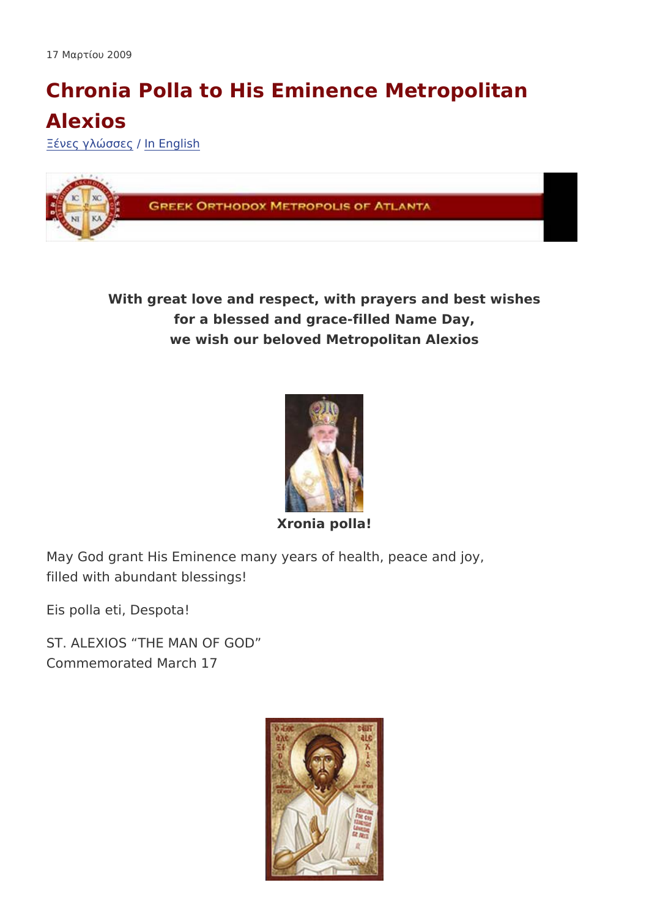17 Μαρτίου 2009

# Chronia Polla to His Eminence Metropolitan Alexios

Ξένες γλώσσες / In English

**With great love and respect, with prayers and best wishes for a blessed and grace-filled Name Day, we wish our beloved Metropolitan Alexios**

**Xronia polla!**

May God grant His Eminence many years of health, peace and joy, filled with abundant blessings!

Eis polla eti, Despota!

ST. ALEXIOS "THE MAN OF GOD"
Commemorated March 17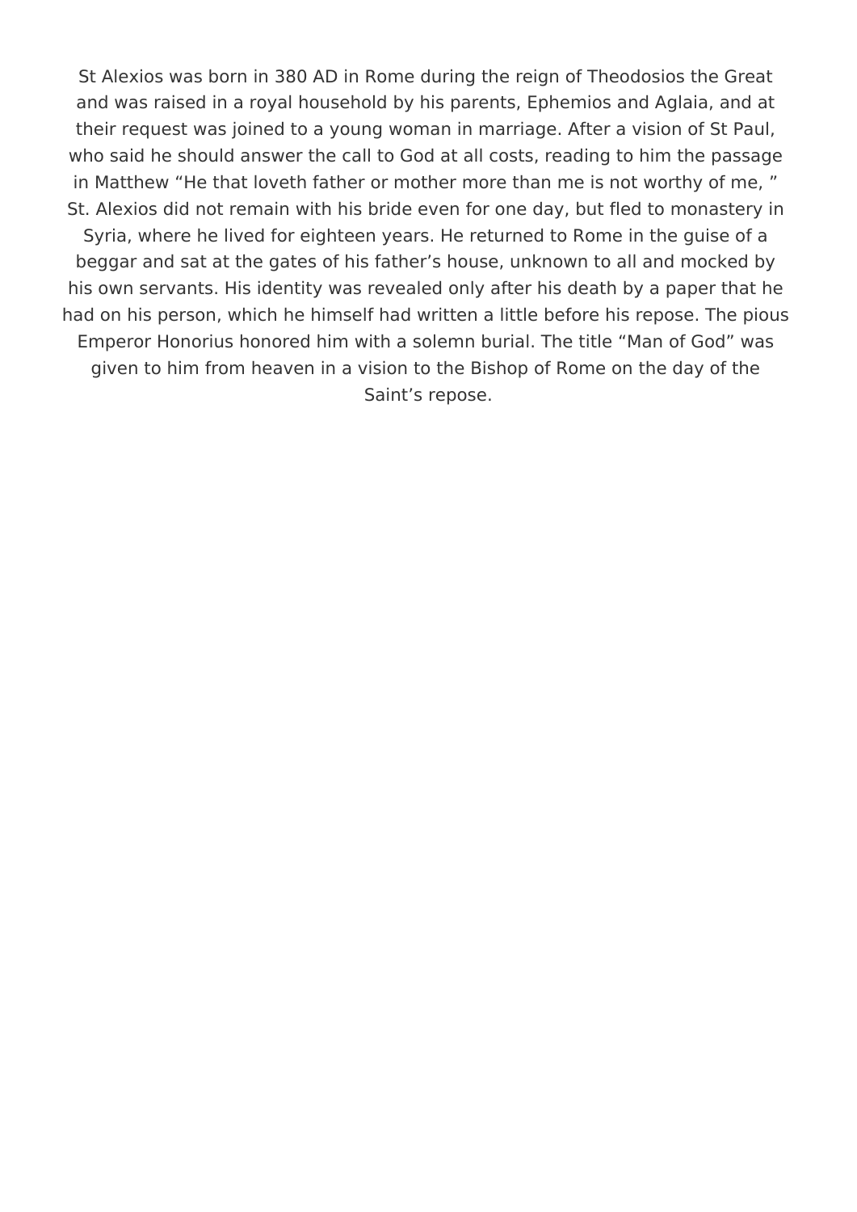St Alexios was born in 380 AD in Rome during the reign of Theodosios the Great and was raised in a royal household by his parents, Ephemios and Aglaia, and at their request was joined to a young woman in marriage. After a vision of St Paul, who said he should answer the call to God at all costs, reading to him the passage in Matthew “He that loveth father or mother more than me is not worthy of me, ” St. Alexios did not remain with his bride even for one day, but fled to monastery in Syria, where he lived for eighteen years. He returned to Rome in the guise of a beggar and sat at the gates of his father’s house, unknown to all and mocked by his own servants. His identity was revealed only after his death by a paper that he had on his person, which he himself had written a little before his repose. The pious Emperor Honorius honored him with a solemn burial. The title “Man of God” was given to him from heaven in a vision to the Bishop of Rome on the day of the Saint’s repose.